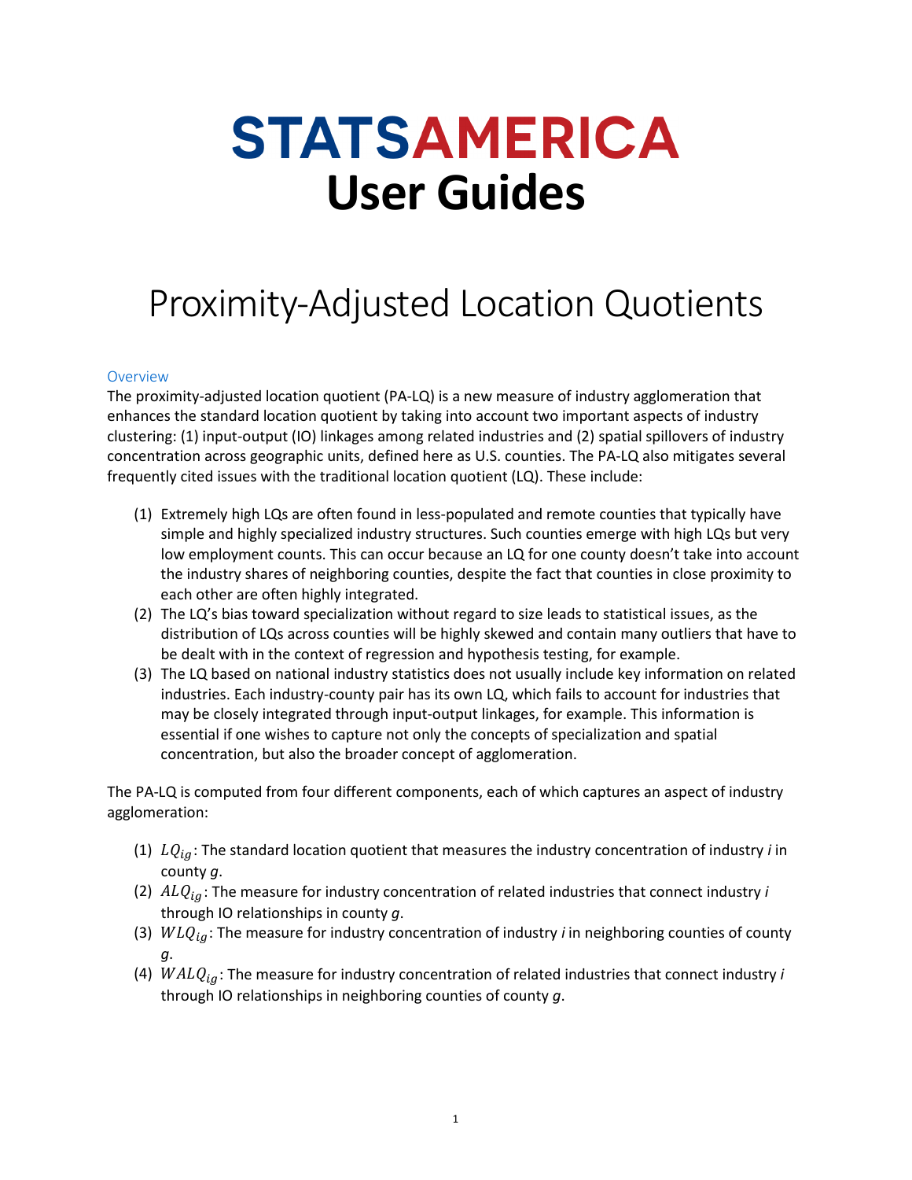# STATSAMERICA User Guides

# Proximity-Adjusted Location Quotients

## Overview

The proximity-adjusted location quotient (PA-LQ) is a new measure of industry agglomeration that enhances the standard location quotient by taking into account two important aspects of industry clustering: (1) input-output (IO) linkages among related industries and (2) spatial spillovers of industry concentration across geographic units, defined here as U.S. counties. The PA-LQ also mitigates several frequently cited issues with the traditional location quotient (LQ). These include:

1. Extremely high LQs are often found in less-populated and remote counties that typically have simple and highly specialized industry structures. Such counties emerge with high LQs but very low employment counts. This can occur because an LQ for one county doesn't take into account the industry shares of neighboring counties, despite the fact that counties in close proximity to each other are often highly integrated.
2. The LQ's bias toward specialization without regard to size leads to statistical issues, as the distribution of LQs across counties will be highly skewed and contain many outliers that have to be dealt with in the context of regression and hypothesis testing, for example.
3. The LQ based on national industry statistics does not usually include key information on related industries. Each industry-county pair has its own LQ, which fails to account for industries that may be closely integrated through input-output linkages, for example. This information is essential if one wishes to capture not only the concepts of specialization and spatial concentration, but also the broader concept of agglomeration.

The PA-LQ is computed from four different components, each of which captures an aspect of industry agglomeration:

1. $LQ_{ig}$: The standard location quotient that measures the industry concentration of industry *i* in county *g*.
2. $ALQ_{ig}$: The measure for industry concentration of related industries that connect industry *i* through IO relationships in county *g*.
3. $WLQ_{ig}$: The measure for industry concentration of industry *i* in neighboring counties of county *g*.
4. $WALQ_{ig}$: The measure for industry concentration of related industries that connect industry *i* through IO relationships in neighboring counties of county *g*.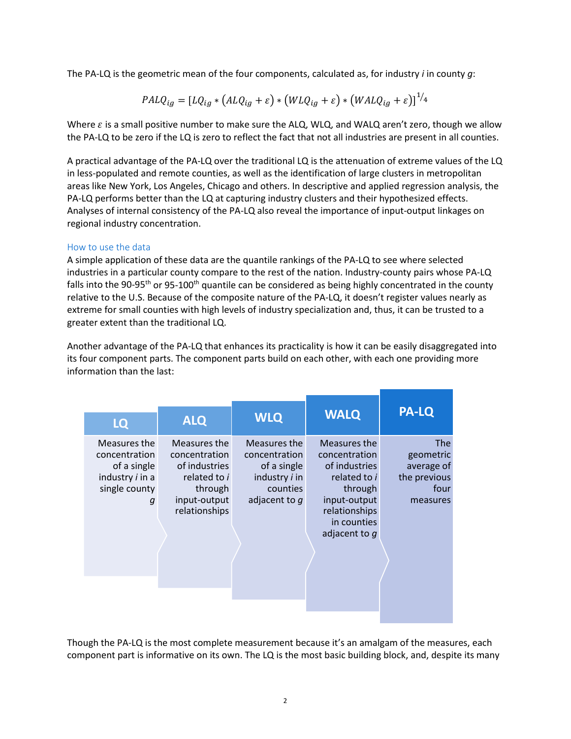The PA-LQ is the geometric mean of the four components, calculated as, for industry $i$ in county $g$:

$$PALQ_{ig} = [LQ_{ig} * (ALQ_{ig} + \varepsilon) * (WLQ_{ig} + \varepsilon) * (WALQ_{ig} + \varepsilon)]^{1/4}$$

Where $\varepsilon$ is a small positive number to make sure the ALQ, WLQ, and WALQ aren't zero, though we allow the PA-LQ to be zero if the LQ is zero to reflect the fact that not all industries are present in all counties.

A practical advantage of the PA-LQ over the traditional LQ is the attenuation of extreme values of the LQ in less-populated and remote counties, as well as the identification of large clusters in metropolitan areas like New York, Los Angeles, Chicago and others. In descriptive and applied regression analysis, the PA-LQ performs better than the LQ at capturing industry clusters and their hypothesized effects. Analyses of internal consistency of the PA-LQ also reveal the importance of input-output linkages on regional industry concentration.

## How to use the data

A simple application of these data are the quantile rankings of the PA-LQ to see where selected industries in a particular county compare to the rest of the nation. Industry-county pairs whose PA-LQ falls into the 90-95th or 95-100th quantile can be considered as being highly concentrated in the county relative to the U.S. Because of the composite nature of the PA-LQ, it doesn't register values nearly as extreme for small counties with high levels of industry specialization and, thus, it can be trusted to a greater extent than the traditional LQ.

Another advantage of the PA-LQ that enhances its practicality is how it can be easily disaggregated into its four component parts. The component parts build on each other, with each one providing more information than the last:

| LQ | ALQ | WLQ | WALQ | PA-LQ |
|---|---|---|---|---|
| Measures the concentration of a single industry *i* in a single county *g* | Measures the concentration of industries related to *i* through input-output relationships | Measures the concentration of a single industry *i* in counties adjacent to *g* | Measures the concentration of industries related to *i* through input-output relationships in counties adjacent to *g* | The geometric average of the previous four measures |

Though the PA-LQ is the most complete measurement because it's an amalgam of the measures, each component part is informative on its own. The LQ is the most basic building block, and, despite its many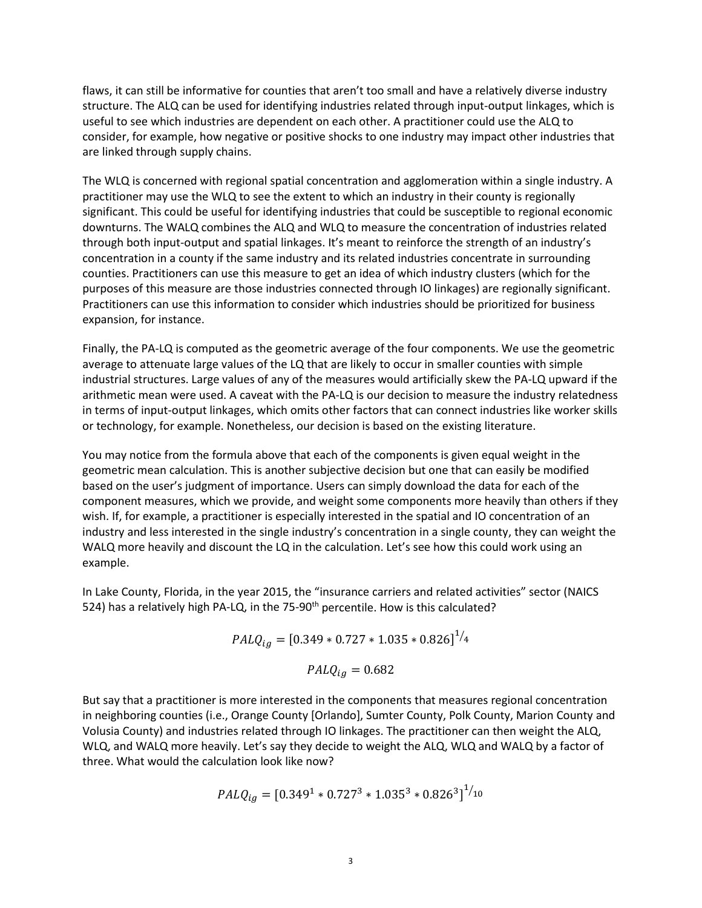flaws, it can still be informative for counties that aren't too small and have a relatively diverse industry structure. The ALQ can be used for identifying industries related through input-output linkages, which is useful to see which industries are dependent on each other. A practitioner could use the ALQ to consider, for example, how negative or positive shocks to one industry may impact other industries that are linked through supply chains.

The WLQ is concerned with regional spatial concentration and agglomeration within a single industry. A practitioner may use the WLQ to see the extent to which an industry in their county is regionally significant. This could be useful for identifying industries that could be susceptible to regional economic downturns. The WALQ combines the ALQ and WLQ to measure the concentration of industries related through both input-output and spatial linkages. It's meant to reinforce the strength of an industry's concentration in a county if the same industry and its related industries concentrate in surrounding counties. Practitioners can use this measure to get an idea of which industry clusters (which for the purposes of this measure are those industries connected through IO linkages) are regionally significant. Practitioners can use this information to consider which industries should be prioritized for business expansion, for instance.

Finally, the PA-LQ is computed as the geometric average of the four components. We use the geometric average to attenuate large values of the LQ that are likely to occur in smaller counties with simple industrial structures. Large values of any of the measures would artificially skew the PA-LQ upward if the arithmetic mean were used. A caveat with the PA-LQ is our decision to measure the industry relatedness in terms of input-output linkages, which omits other factors that can connect industries like worker skills or technology, for example. Nonetheless, our decision is based on the existing literature.

You may notice from the formula above that each of the components is given equal weight in the geometric mean calculation. This is another subjective decision but one that can easily be modified based on the user's judgment of importance. Users can simply download the data for each of the component measures, which we provide, and weight some components more heavily than others if they wish. If, for example, a practitioner is especially interested in the spatial and IO concentration of an industry and less interested in the single industry's concentration in a single county, they can weight the WALQ more heavily and discount the LQ in the calculation. Let's see how this could work using an example.

In Lake County, Florida, in the year 2015, the "insurance carriers and related activities" sector (NAICS 524) has a relatively high PA-LQ, in the 75-90th percentile. How is this calculated?

$$PALQ_{ig} = [0.349 * 0.727 * 1.035 * 0.826]^{1/4}$$

$$PALQ_{ig} = 0.682$$

But say that a practitioner is more interested in the components that measures regional concentration in neighboring counties (i.e., Orange County [Orlando], Sumter County, Polk County, Marion County and Volusia County) and industries related through IO linkages. The practitioner can then weight the ALQ, WLQ, and WALQ more heavily. Let's say they decide to weight the ALQ, WLQ and WALQ by a factor of three. What would the calculation look like now?

$$PALQ_{ig} = [0.349^1 * 0.727^3 * 1.035^3 * 0.826^3]^{1/10}$$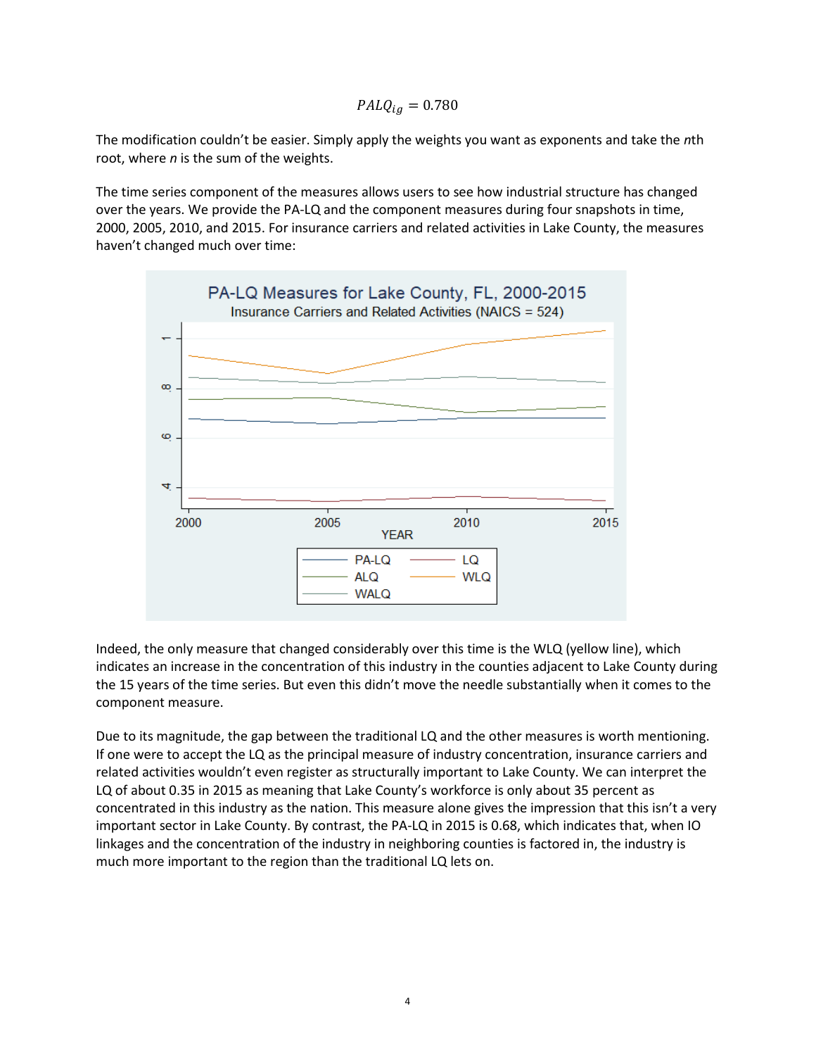$$PALQ_{ig} = 0.780$$

The modification couldn't be easier. Simply apply the weights you want as exponents and take the *n*th root, where *n* is the sum of the weights.

The time series component of the measures allows users to see how industrial structure has changed over the years. We provide the PA-LQ and the component measures during four snapshots in time, 2000, 2005, 2010, and 2015. For insurance carriers and related activities in Lake County, the measures haven't changed much over time:

PA-LQ Measures for Lake County, FL, 2000-2015

Insurance Carriers and Related Activities (NAICS = 524)

1

.8

.6

.4

2000

2005

2010

2015

YEAR

PA-LQ

LQ

ALQ

WLQ

WALQ

Indeed, the only measure that changed considerably over this time is the WLQ (yellow line), which indicates an increase in the concentration of this industry in the counties adjacent to Lake County during the 15 years of the time series. But even this didn't move the needle substantially when it comes to the component measure.

Due to its magnitude, the gap between the traditional LQ and the other measures is worth mentioning. If one were to accept the LQ as the principal measure of industry concentration, insurance carriers and related activities wouldn't even register as structurally important to Lake County. We can interpret the LQ of about 0.35 in 2015 as meaning that Lake County's workforce is only about 35 percent as concentrated in this industry as the nation. This measure alone gives the impression that this isn't a very important sector in Lake County. By contrast, the PA-LQ in 2015 is 0.68, which indicates that, when IO linkages and the concentration of the industry in neighboring counties is factored in, the industry is much more important to the region than the traditional LQ lets on.